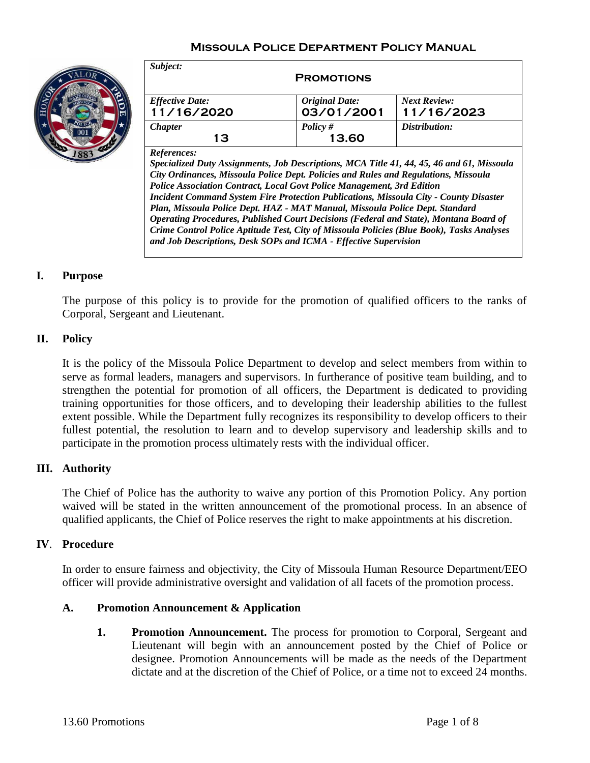**Missoula Police Department Policy Manual**

| *Subject:* **Promotions** | | |
|---|---|---|
| *Effective Date:* **11/16/2020** | *Original Date:* **03/01/2001** | *Next Review:* **11/16/2023** |
| *Chapter* **13** | *Policy #* **13.60** | *Distribution:* |

***References:***
***Specialized Duty Assignments, Job Descriptions, MCA Title 41, 44, 45, 46 and 61, Missoula City Ordinances, Missoula Police Dept. Policies and Rules and Regulations, Missoula Police Association Contract, Local Govt Police Management, 3rd Edition Incident Command System Fire Protection Publications, Missoula City - County Disaster Plan, Missoula Police Dept. HAZ - MAT Manual, Missoula Police Dept. Standard Operating Procedures, Published Court Decisions (Federal and State), Montana Board of Crime Control Police Aptitude Test, City of Missoula Policies (Blue Book), Tasks Analyses and Job Descriptions, Desk SOPs and ICMA - Effective Supervision***

## I. Purpose

The purpose of this policy is to provide for the promotion of qualified officers to the ranks of Corporal, Sergeant and Lieutenant.

## II. Policy

It is the policy of the Missoula Police Department to develop and select members from within to serve as formal leaders, managers and supervisors. In furtherance of positive team building, and to strengthen the potential for promotion of all officers, the Department is dedicated to providing training opportunities for those officers, and to developing their leadership abilities to the fullest extent possible. While the Department fully recognizes its responsibility to develop officers to their fullest potential, the resolution to learn and to develop supervisory and leadership skills and to participate in the promotion process ultimately rests with the individual officer.

## III. Authority

The Chief of Police has the authority to waive any portion of this Promotion Policy. Any portion waived will be stated in the written announcement of the promotional process. In an absence of qualified applicants, the Chief of Police reserves the right to make appointments at his discretion.

## IV. Procedure

In order to ensure fairness and objectivity, the City of Missoula Human Resource Department/EEO officer will provide administrative oversight and validation of all facets of the promotion process.

### A. Promotion Announcement & Application

1. **Promotion Announcement.** The process for promotion to Corporal, Sergeant and Lieutenant will begin with an announcement posted by the Chief of Police or designee. Promotion Announcements will be made as the needs of the Department dictate and at the discretion of the Chief of Police, or a time not to exceed 24 months.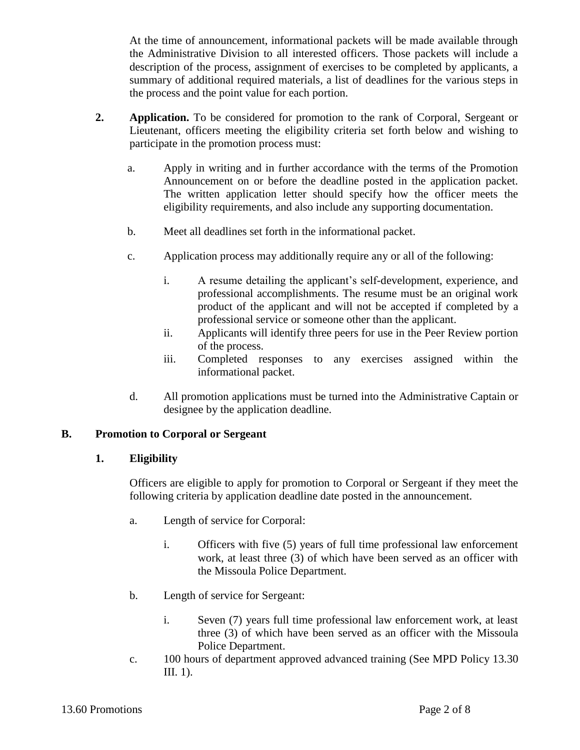At the time of announcement, informational packets will be made available through the Administrative Division to all interested officers. Those packets will include a description of the process, assignment of exercises to be completed by applicants, a summary of additional required materials, a list of deadlines for the various steps in the process and the point value for each portion.

**2. Application.** To be considered for promotion to the rank of Corporal, Sergeant or Lieutenant, officers meeting the eligibility criteria set forth below and wishing to participate in the promotion process must:

a. Apply in writing and in further accordance with the terms of the Promotion Announcement on or before the deadline posted in the application packet. The written application letter should specify how the officer meets the eligibility requirements, and also include any supporting documentation.

b. Meet all deadlines set forth in the informational packet.

c. Application process may additionally require any or all of the following:

i. A resume detailing the applicant's self-development, experience, and professional accomplishments. The resume must be an original work product of the applicant and will not be accepted if completed by a professional service or someone other than the applicant.

ii. Applicants will identify three peers for use in the Peer Review portion of the process.

iii. Completed responses to any exercises assigned within the informational packet.

d. All promotion applications must be turned into the Administrative Captain or designee by the application deadline.

## B. Promotion to Corporal or Sergeant

### 1. Eligibility

Officers are eligible to apply for promotion to Corporal or Sergeant if they meet the following criteria by application deadline date posted in the announcement.

a. Length of service for Corporal:

i. Officers with five (5) years of full time professional law enforcement work, at least three (3) of which have been served as an officer with the Missoula Police Department.

b. Length of service for Sergeant:

i. Seven (7) years full time professional law enforcement work, at least three (3) of which have been served as an officer with the Missoula Police Department.

c. 100 hours of department approved advanced training (See MPD Policy 13.30 III. 1).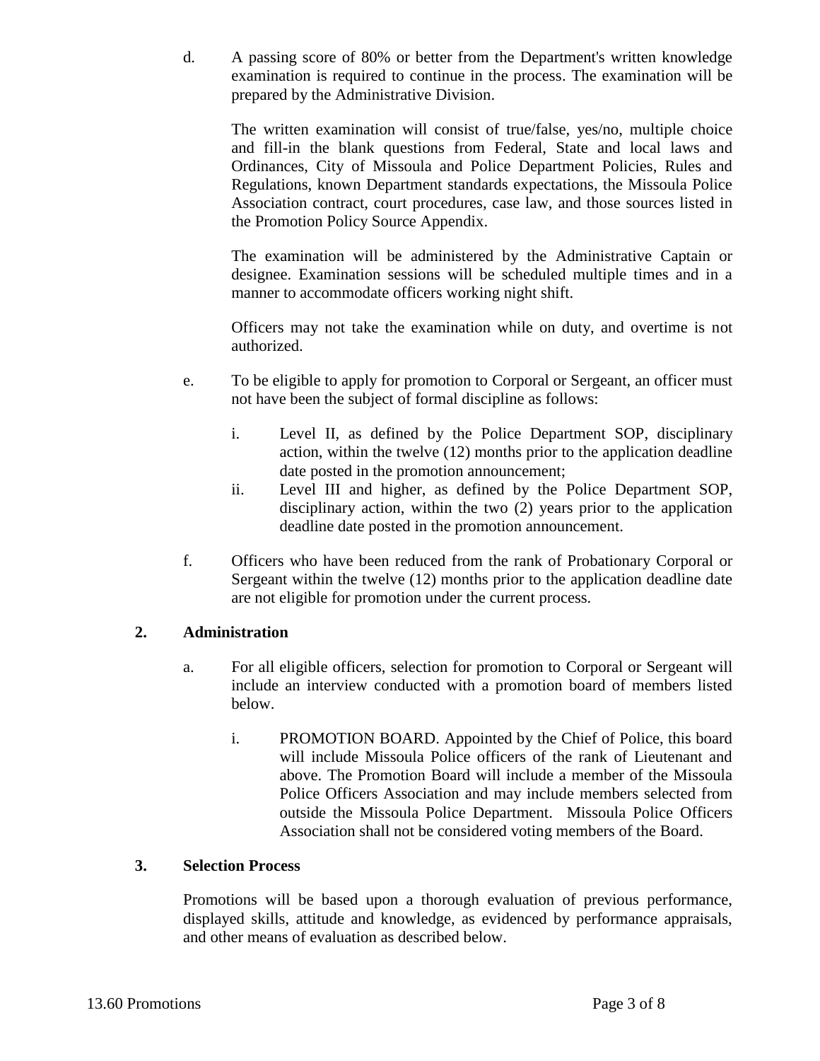d. A passing score of 80% or better from the Department's written knowledge examination is required to continue in the process. The examination will be prepared by the Administrative Division.

   The written examination will consist of true/false, yes/no, multiple choice and fill-in the blank questions from Federal, State and local laws and Ordinances, City of Missoula and Police Department Policies, Rules and Regulations, known Department standards expectations, the Missoula Police Association contract, court procedures, case law, and those sources listed in the Promotion Policy Source Appendix.

   The examination will be administered by the Administrative Captain or designee. Examination sessions will be scheduled multiple times and in a manner to accommodate officers working night shift.

   Officers may not take the examination while on duty, and overtime is not authorized.

e. To be eligible to apply for promotion to Corporal or Sergeant, an officer must not have been the subject of formal discipline as follows:

   i. Level II, as defined by the Police Department SOP, disciplinary action, within the twelve (12) months prior to the application deadline date posted in the promotion announcement;
   ii. Level III and higher, as defined by the Police Department SOP, disciplinary action, within the two (2) years prior to the application deadline date posted in the promotion announcement.

f. Officers who have been reduced from the rank of Probationary Corporal or Sergeant within the twelve (12) months prior to the application deadline date are not eligible for promotion under the current process.

## 2. Administration

a. For all eligible officers, selection for promotion to Corporal or Sergeant will include an interview conducted with a promotion board of members listed below.

   i. PROMOTION BOARD. Appointed by the Chief of Police, this board will include Missoula Police officers of the rank of Lieutenant and above. The Promotion Board will include a member of the Missoula Police Officers Association and may include members selected from outside the Missoula Police Department. Missoula Police Officers Association shall not be considered voting members of the Board.

## 3. Selection Process

Promotions will be based upon a thorough evaluation of previous performance, displayed skills, attitude and knowledge, as evidenced by performance appraisals, and other means of evaluation as described below.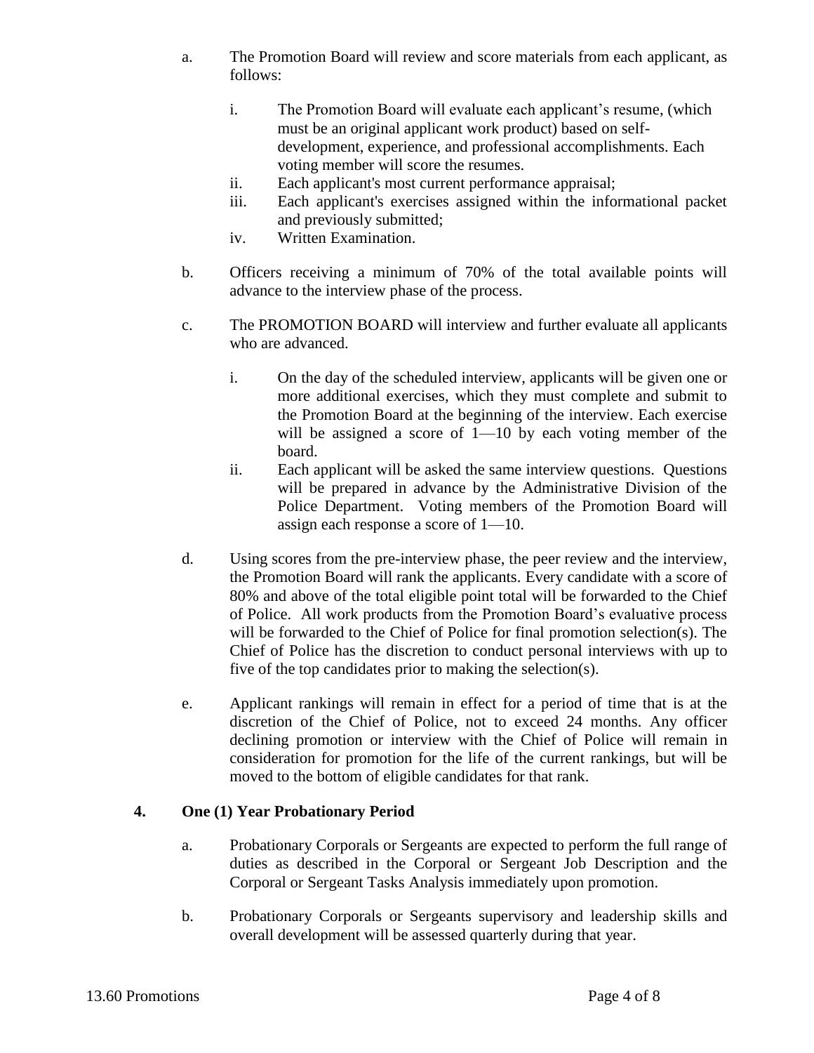a. The Promotion Board will review and score materials from each applicant, as follows:

   i. The Promotion Board will evaluate each applicant's resume, (which must be an original applicant work product) based on self-development, experience, and professional accomplishments. Each voting member will score the resumes.
   
   ii. Each applicant's most current performance appraisal;
   
   iii. Each applicant's exercises assigned within the informational packet and previously submitted;
   
   iv. Written Examination.

b. Officers receiving a minimum of 70% of the total available points will advance to the interview phase of the process.

c. The PROMOTION BOARD will interview and further evaluate all applicants who are advanced.

   i. On the day of the scheduled interview, applicants will be given one or more additional exercises, which they must complete and submit to the Promotion Board at the beginning of the interview. Each exercise will be assigned a score of 1—10 by each voting member of the board.
   
   ii. Each applicant will be asked the same interview questions. Questions will be prepared in advance by the Administrative Division of the Police Department. Voting members of the Promotion Board will assign each response a score of 1—10.

d. Using scores from the pre-interview phase, the peer review and the interview, the Promotion Board will rank the applicants. Every candidate with a score of 80% and above of the total eligible point total will be forwarded to the Chief of Police. All work products from the Promotion Board's evaluative process will be forwarded to the Chief of Police for final promotion selection(s). The Chief of Police has the discretion to conduct personal interviews with up to five of the top candidates prior to making the selection(s).

e. Applicant rankings will remain in effect for a period of time that is at the discretion of the Chief of Police, not to exceed 24 months. Any officer declining promotion or interview with the Chief of Police will remain in consideration for promotion for the life of the current rankings, but will be moved to the bottom of eligible candidates for that rank.

### 4. One (1) Year Probationary Period

a. Probationary Corporals or Sergeants are expected to perform the full range of duties as described in the Corporal or Sergeant Job Description and the Corporal or Sergeant Tasks Analysis immediately upon promotion.

b. Probationary Corporals or Sergeants supervisory and leadership skills and overall development will be assessed quarterly during that year.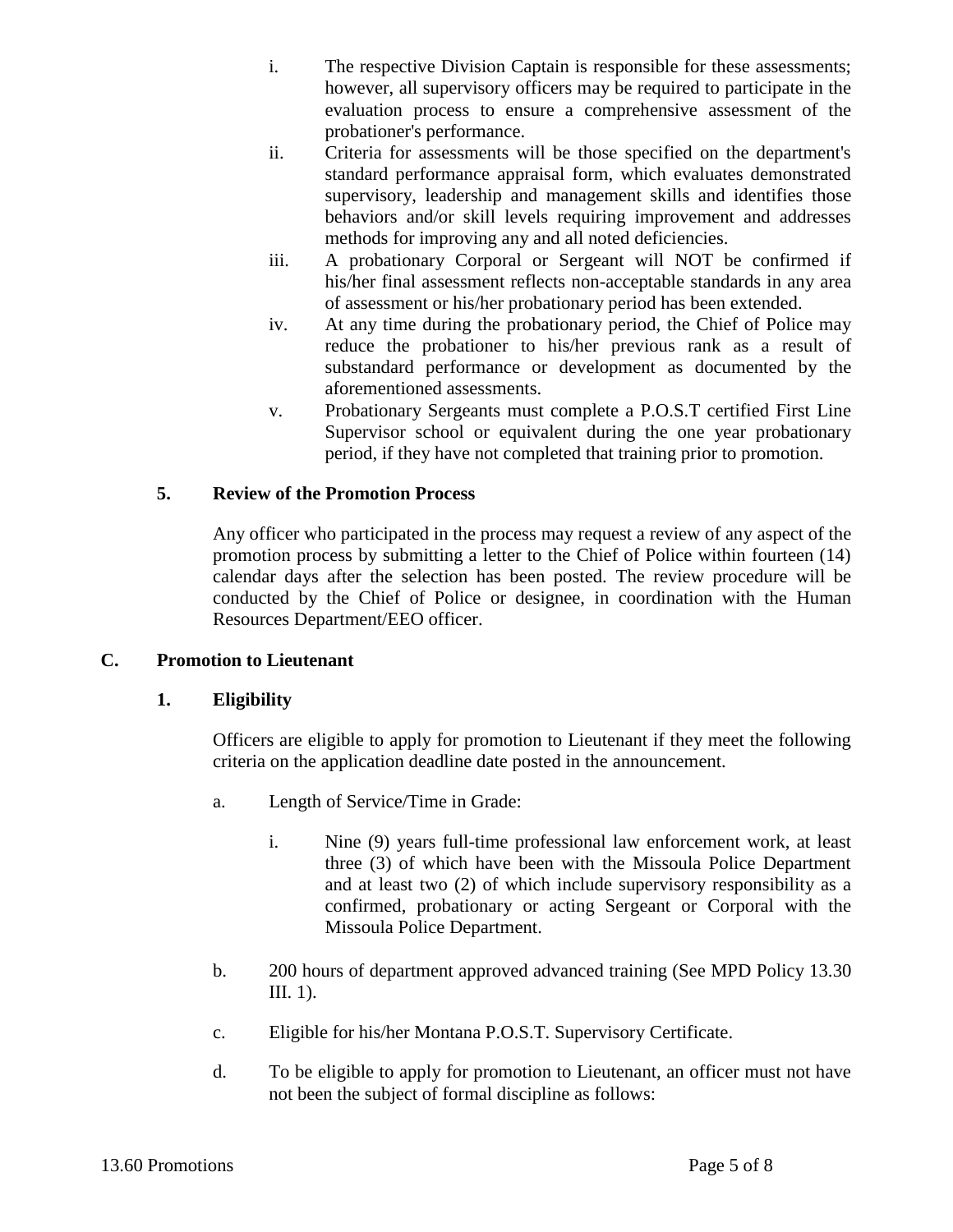i. The respective Division Captain is responsible for these assessments; however, all supervisory officers may be required to participate in the evaluation process to ensure a comprehensive assessment of the probationer's performance.

ii. Criteria for assessments will be those specified on the department's standard performance appraisal form, which evaluates demonstrated supervisory, leadership and management skills and identifies those behaviors and/or skill levels requiring improvement and addresses methods for improving any and all noted deficiencies.

iii. A probationary Corporal or Sergeant will NOT be confirmed if his/her final assessment reflects non-acceptable standards in any area of assessment or his/her probationary period has been extended.

iv. At any time during the probationary period, the Chief of Police may reduce the probationer to his/her previous rank as a result of substandard performance or development as documented by the aforementioned assessments.

v. Probationary Sergeants must complete a P.O.S.T certified First Line Supervisor school or equivalent during the one year probationary period, if they have not completed that training prior to promotion.

**5. Review of the Promotion Process**

Any officer who participated in the process may request a review of any aspect of the promotion process by submitting a letter to the Chief of Police within fourteen (14) calendar days after the selection has been posted. The review procedure will be conducted by the Chief of Police or designee, in coordination with the Human Resources Department/EEO officer.

**C. Promotion to Lieutenant**

**1. Eligibility**

Officers are eligible to apply for promotion to Lieutenant if they meet the following criteria on the application deadline date posted in the announcement.

a. Length of Service/Time in Grade:

i. Nine (9) years full-time professional law enforcement work, at least three (3) of which have been with the Missoula Police Department and at least two (2) of which include supervisory responsibility as a confirmed, probationary or acting Sergeant or Corporal with the Missoula Police Department.

b. 200 hours of department approved advanced training (See MPD Policy 13.30 III. 1).

c. Eligible for his/her Montana P.O.S.T. Supervisory Certificate.

d. To be eligible to apply for promotion to Lieutenant, an officer must not have not been the subject of formal discipline as follows: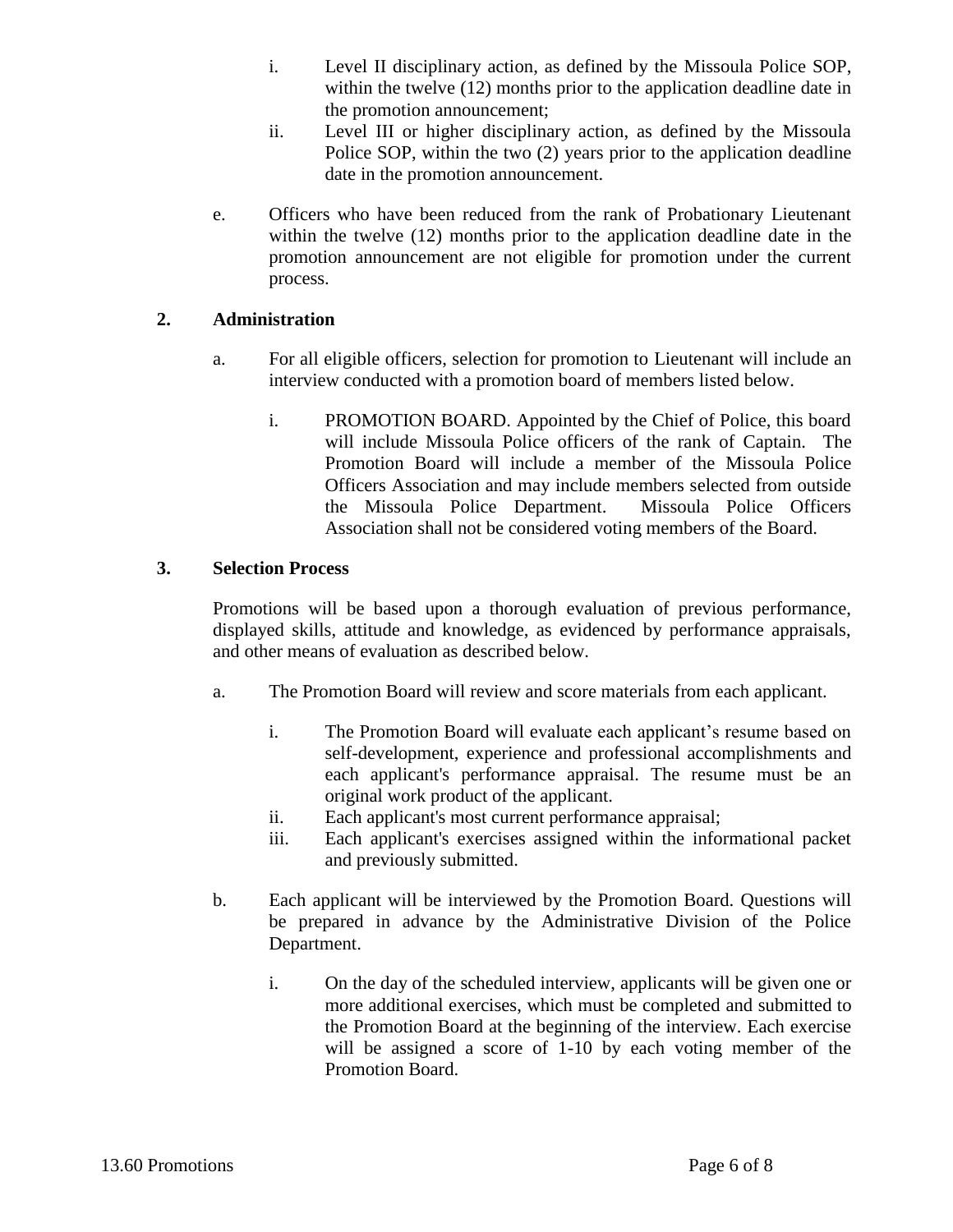i. Level II disciplinary action, as defined by the Missoula Police SOP, within the twelve (12) months prior to the application deadline date in the promotion announcement;

ii. Level III or higher disciplinary action, as defined by the Missoula Police SOP, within the two (2) years prior to the application deadline date in the promotion announcement.

e. Officers who have been reduced from the rank of Probationary Lieutenant within the twelve (12) months prior to the application deadline date in the promotion announcement are not eligible for promotion under the current process.

**2. Administration**

a. For all eligible officers, selection for promotion to Lieutenant will include an interview conducted with a promotion board of members listed below.

i. PROMOTION BOARD. Appointed by the Chief of Police, this board will include Missoula Police officers of the rank of Captain. The Promotion Board will include a member of the Missoula Police Officers Association and may include members selected from outside the Missoula Police Department. Missoula Police Officers Association shall not be considered voting members of the Board.

**3. Selection Process**

Promotions will be based upon a thorough evaluation of previous performance, displayed skills, attitude and knowledge, as evidenced by performance appraisals, and other means of evaluation as described below.

a. The Promotion Board will review and score materials from each applicant.

i. The Promotion Board will evaluate each applicant's resume based on self-development, experience and professional accomplishments and each applicant's performance appraisal. The resume must be an original work product of the applicant.

ii. Each applicant's most current performance appraisal;

iii. Each applicant's exercises assigned within the informational packet and previously submitted.

b. Each applicant will be interviewed by the Promotion Board. Questions will be prepared in advance by the Administrative Division of the Police Department.

i. On the day of the scheduled interview, applicants will be given one or more additional exercises, which must be completed and submitted to the Promotion Board at the beginning of the interview. Each exercise will be assigned a score of 1-10 by each voting member of the Promotion Board.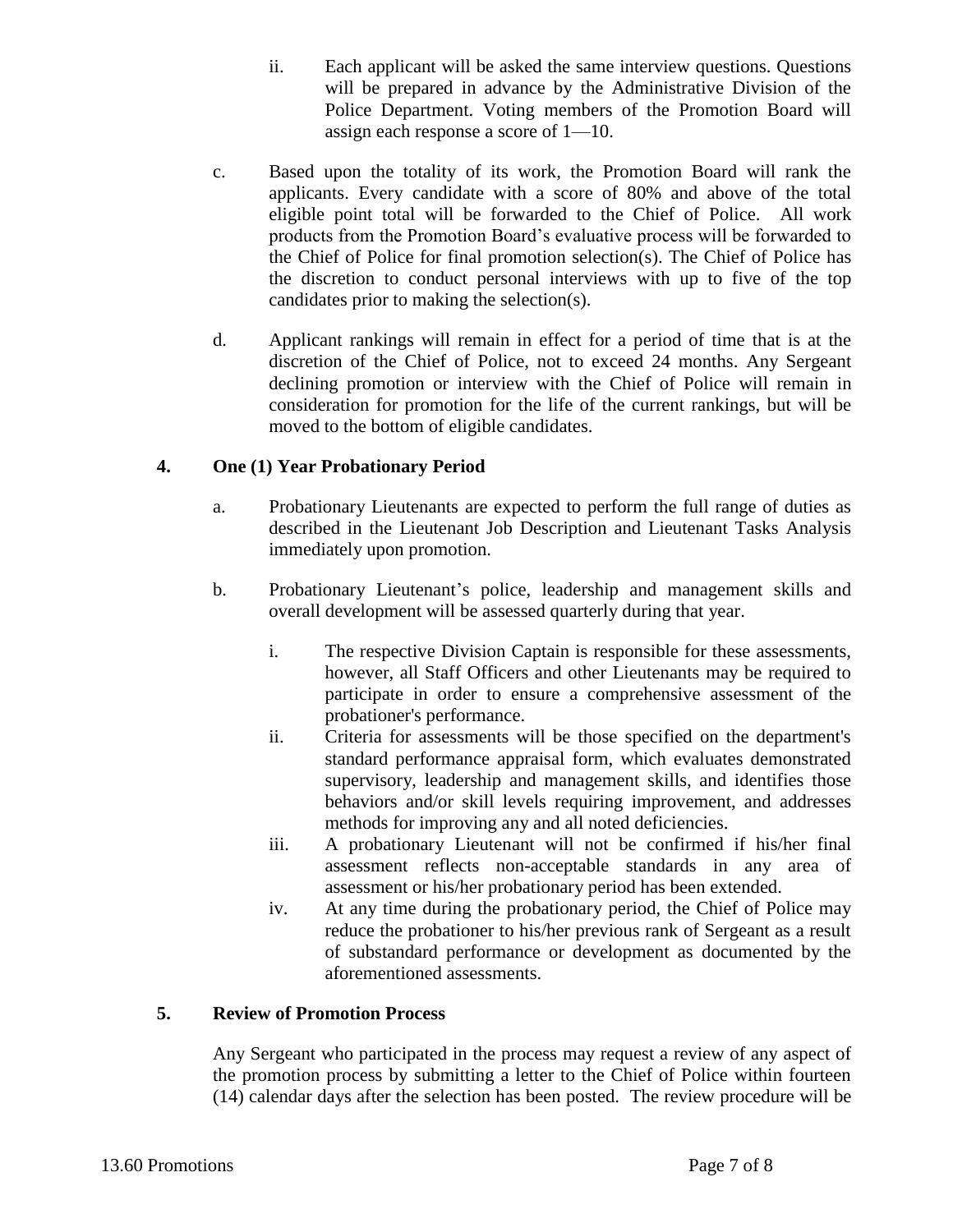ii. Each applicant will be asked the same interview questions. Questions will be prepared in advance by the Administrative Division of the Police Department. Voting members of the Promotion Board will assign each response a score of 1—10.

c. Based upon the totality of its work, the Promotion Board will rank the applicants. Every candidate with a score of 80% and above of the total eligible point total will be forwarded to the Chief of Police. All work products from the Promotion Board's evaluative process will be forwarded to the Chief of Police for final promotion selection(s). The Chief of Police has the discretion to conduct personal interviews with up to five of the top candidates prior to making the selection(s).

d. Applicant rankings will remain in effect for a period of time that is at the discretion of the Chief of Police, not to exceed 24 months. Any Sergeant declining promotion or interview with the Chief of Police will remain in consideration for promotion for the life of the current rankings, but will be moved to the bottom of eligible candidates.

**4. One (1) Year Probationary Period**

a. Probationary Lieutenants are expected to perform the full range of duties as described in the Lieutenant Job Description and Lieutenant Tasks Analysis immediately upon promotion.

b. Probationary Lieutenant's police, leadership and management skills and overall development will be assessed quarterly during that year.

i. The respective Division Captain is responsible for these assessments, however, all Staff Officers and other Lieutenants may be required to participate in order to ensure a comprehensive assessment of the probationer's performance.

ii. Criteria for assessments will be those specified on the department's standard performance appraisal form, which evaluates demonstrated supervisory, leadership and management skills, and identifies those behaviors and/or skill levels requiring improvement, and addresses methods for improving any and all noted deficiencies.

iii. A probationary Lieutenant will not be confirmed if his/her final assessment reflects non-acceptable standards in any area of assessment or his/her probationary period has been extended.

iv. At any time during the probationary period, the Chief of Police may reduce the probationer to his/her previous rank of Sergeant as a result of substandard performance or development as documented by the aforementioned assessments.

**5. Review of Promotion Process**

Any Sergeant who participated in the process may request a review of any aspect of the promotion process by submitting a letter to the Chief of Police within fourteen (14) calendar days after the selection has been posted. The review procedure will be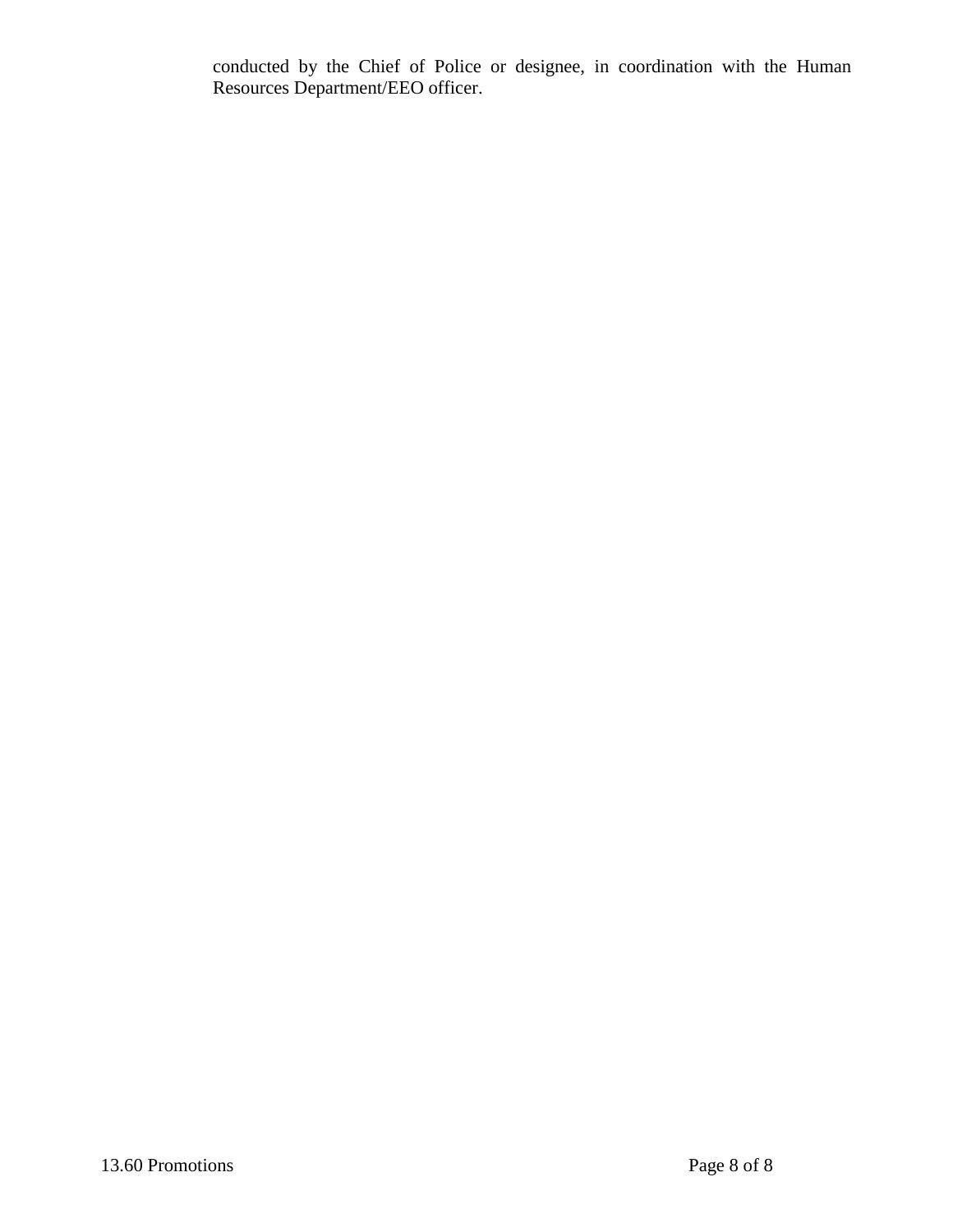conducted by the Chief of Police or designee, in coordination with the Human Resources Department/EEO officer.